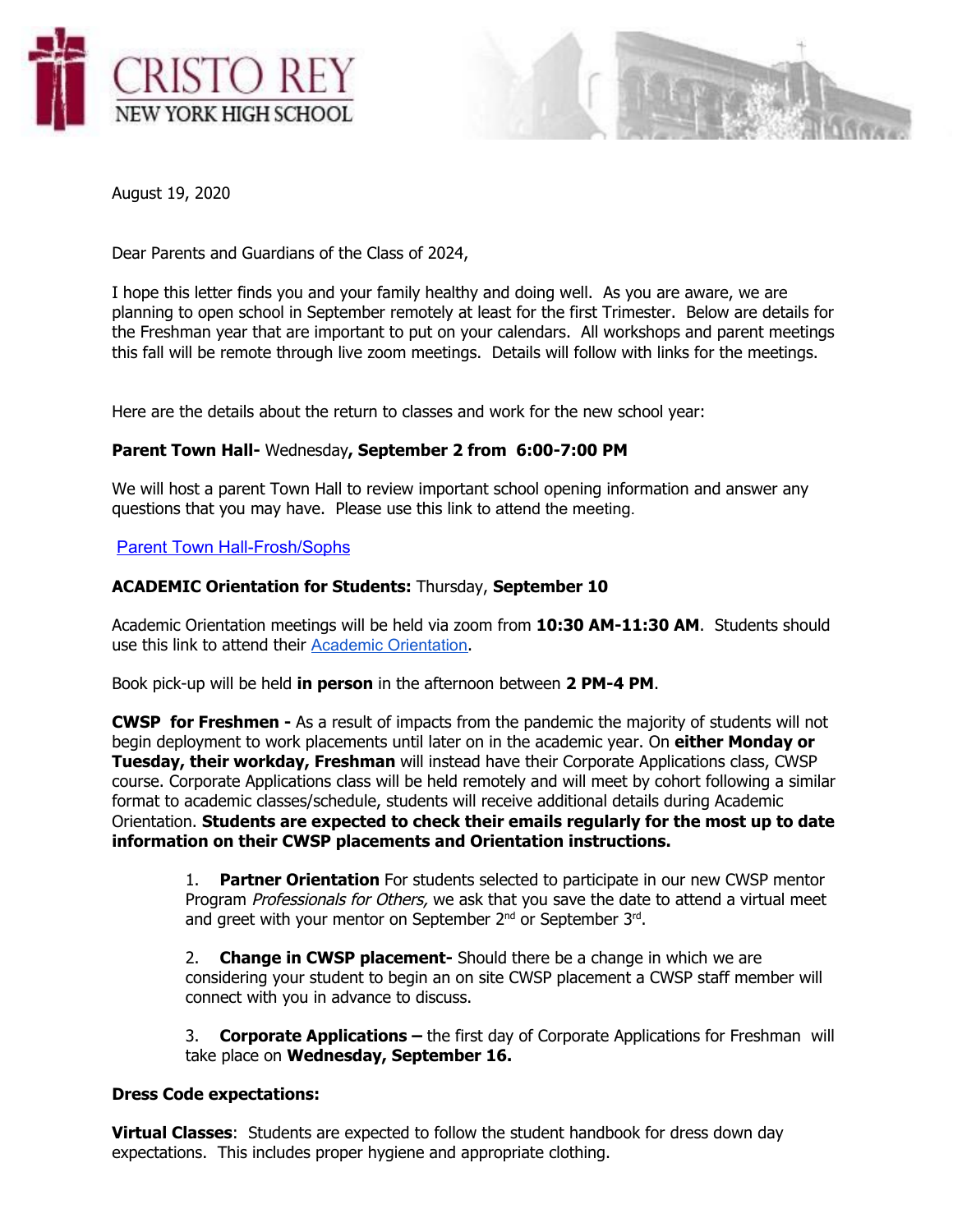# CRISTO REY

NEW YORK HIGH SCHOOL

August 19, 2020

Dear Parents and Guardians of the Class of 2024,

I hope this letter finds you and your family healthy and doing well. As you are aware, we are planning to open school in September remotely at least for the first Trimester. Below are details for the Freshman year that are important to put on your calendars. All workshops and parent meetings this fall will be remote through live zoom meetings. Details will follow with links for the meetings.

Here are the details about the return to classes and work for the new school year:

**Parent Town Hall-** Wednesday**, September 2 from 6:00-7:00 PM**

We will host a parent Town Hall to review important school opening information and answer any questions that you may have. Please use this link to attend the meeting.

Parent Town Hall-Frosh/Sophs

**ACADEMIC Orientation for Students:** Thursday, **September 10**

Academic Orientation meetings will be held via zoom from **10:30 AM-11:30 AM**. Students should use this link to attend their Academic Orientation.

Book pick-up will be held **in person** in the afternoon between **2 PM-4 PM**.

**CWSP for Freshmen -** As a result of impacts from the pandemic the majority of students will not begin deployment to work placements until later on in the academic year. On **either Monday or Tuesday, their workday, Freshman** will instead have their Corporate Applications class, CWSP course. Corporate Applications class will be held remotely and will meet by cohort following a similar format to academic classes/schedule, students will receive additional details during Academic Orientation. **Students are expected to check their emails regularly for the most up to date information on their CWSP placements and Orientation instructions.**

1. **Partner Orientation** For students selected to participate in our new CWSP mentor Program *Professionals for Others,* we ask that you save the date to attend a virtual meet and greet with your mentor on September 2nd or September 3rd.

2. **Change in CWSP placement-** Should there be a change in which we are considering your student to begin an on site CWSP placement a CWSP staff member will connect with you in advance to discuss.

3. **Corporate Applications –** the first day of Corporate Applications for Freshman will take place on **Wednesday, September 16.**

**Dress Code expectations:**

**Virtual Classes**: Students are expected to follow the student handbook for dress down day expectations. This includes proper hygiene and appropriate clothing.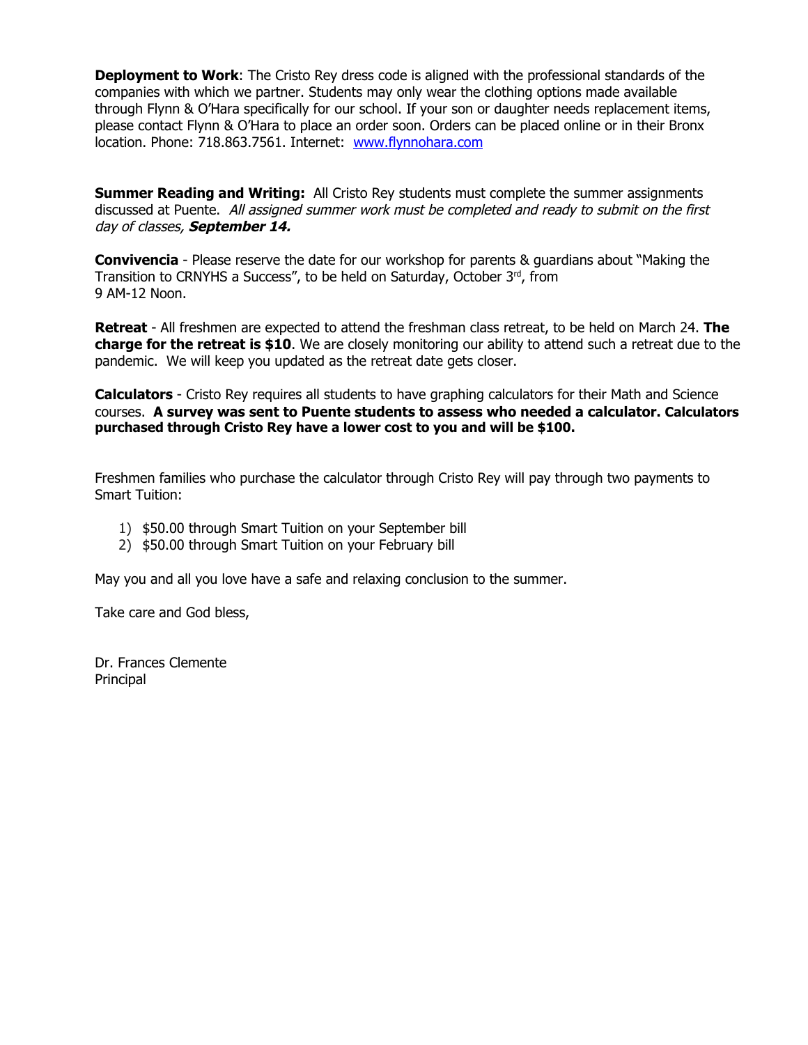**Deployment to Work**: The Cristo Rey dress code is aligned with the professional standards of the companies with which we partner. Students may only wear the clothing options made available through Flynn & O'Hara specifically for our school. If your son or daughter needs replacement items, please contact Flynn & O'Hara to place an order soon. Orders can be placed online or in their Bronx location. Phone: 718.863.7561. Internet: [www.flynnohara.com](http://www.flynnohara.com)

**Summer Reading and Writing:** All Cristo Rey students must complete the summer assignments discussed at Puente. *All assigned summer work must be completed and ready to submit on the first day of classes, **September 14.***

**Convivencia** - Please reserve the date for our workshop for parents & guardians about "Making the Transition to CRNYHS a Success", to be held on Saturday, October 3rd, from 9 AM-12 Noon.

**Retreat** - All freshmen are expected to attend the freshman class retreat, to be held on March 24. **The charge for the retreat is $10**. We are closely monitoring our ability to attend such a retreat due to the pandemic. We will keep you updated as the retreat date gets closer.

**Calculators** - Cristo Rey requires all students to have graphing calculators for their Math and Science courses. **A survey was sent to Puente students to assess who needed a calculator. Calculators purchased through Cristo Rey have a lower cost to you and will be $100.**

Freshmen families who purchase the calculator through Cristo Rey will pay through two payments to Smart Tuition:

1) $50.00 through Smart Tuition on your September bill
2) $50.00 through Smart Tuition on your February bill

May you and all you love have a safe and relaxing conclusion to the summer.

Take care and God bless,

Dr. Frances Clemente
Principal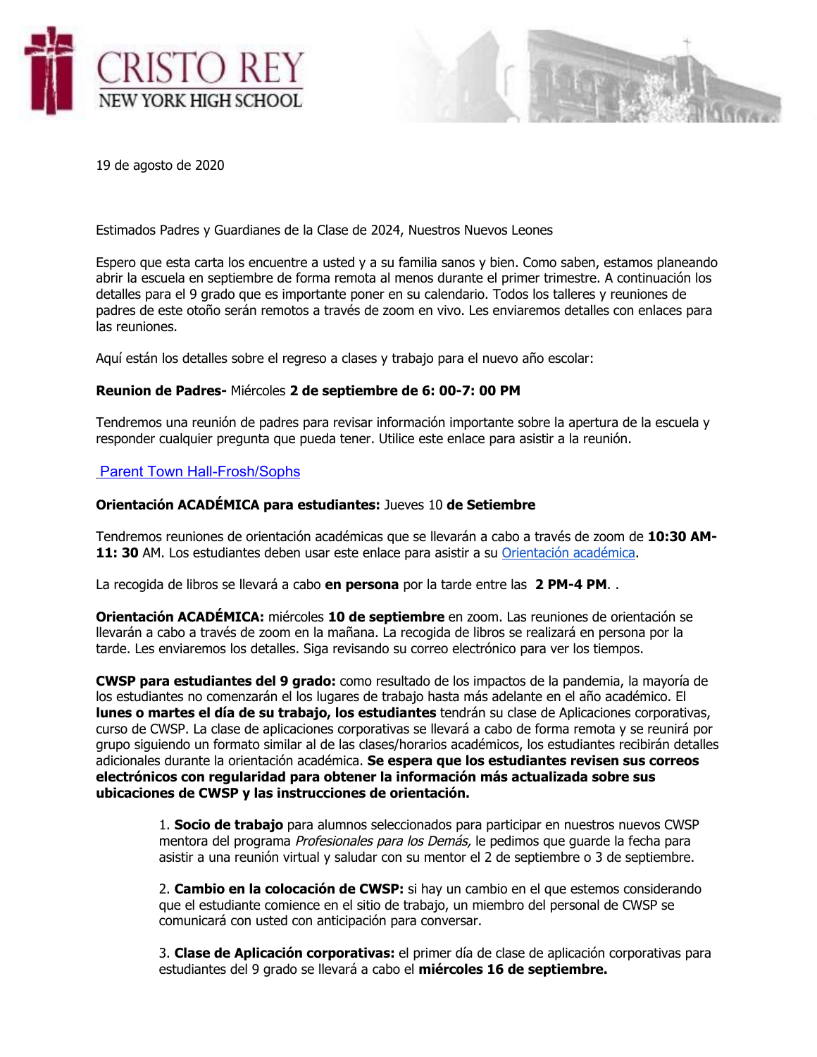CRISTO REY
NEW YORK HIGH SCHOOL

19 de agosto de 2020

Estimados Padres y Guardianes de la Clase de 2024, Nuestros Nuevos Leones

Espero que esta carta los encuentre a usted y a su familia sanos y bien. Como saben, estamos planeando abrir la escuela en septiembre de forma remota al menos durante el primer trimestre. A continuación los detalles para el 9 grado que es importante poner en su calendario. Todos los talleres y reuniones de padres de este otoño serán remotos a través de zoom en vivo. Les enviaremos detalles con enlaces para las reuniones.

Aquí están los detalles sobre el regreso a clases y trabajo para el nuevo año escolar:

**Reunion de Padres-** Miércoles **2 de septiembre de 6: 00-7: 00 PM**

Tendremos una reunión de padres para revisar información importante sobre la apertura de la escuela y responder cualquier pregunta que pueda tener. Utilice este enlace para asistir a la reunión.

Parent Town Hall-Frosh/Sophs

**Orientación ACADÉMICA para estudiantes:** Jueves 10 **de Setiembre**

Tendremos reuniones de orientación académicas que se llevarán a cabo a través de zoom de **10:30 AM-11: 30** AM. Los estudiantes deben usar este enlace para asistir a su Orientación académica.

La recogida de libros se llevará a cabo **en persona** por la tarde entre las **2 PM-4 PM**. .

**Orientación ACADÉMICA:** miércoles **10 de septiembre** en zoom. Las reuniones de orientación se llevarán a cabo a través de zoom en la mañana. La recogida de libros se realizará en persona por la tarde. Les enviaremos los detalles. Siga revisando su correo electrónico para ver los tiempos.

**CWSP para estudiantes del 9 grado:** como resultado de los impactos de la pandemia, la mayoría de los estudiantes no comenzarán el los lugares de trabajo hasta más adelante en el año académico. El **lunes o martes el día de su trabajo, los estudiantes** tendrán su clase de Aplicaciones corporativas, curso de CWSP. La clase de aplicaciones corporativas se llevará a cabo de forma remota y se reunirá por grupo siguiendo un formato similar al de las clases/horarios académicos, los estudiantes recibirán detalles adicionales durante la orientación académica. **Se espera que los estudiantes revisen sus correos electrónicos con regularidad para obtener la información más actualizada sobre sus ubicaciones de CWSP y las instrucciones de orientación.**

1. **Socio de trabajo** para alumnos seleccionados para participar en nuestros nuevos CWSP mentora del programa *Profesionales para los Demás,* le pedimos que guarde la fecha para asistir a una reunión virtual y saludar con su mentor el 2 de septiembre o 3 de septiembre.

2. **Cambio en la colocación de CWSP:** si hay un cambio en el que estemos considerando que el estudiante comience en el sitio de trabajo, un miembro del personal de CWSP se comunicará con usted con anticipación para conversar.

3. **Clase de Aplicación corporativas:** el primer día de clase de aplicación corporativas para estudiantes del 9 grado se llevará a cabo el **miércoles 16 de septiembre.**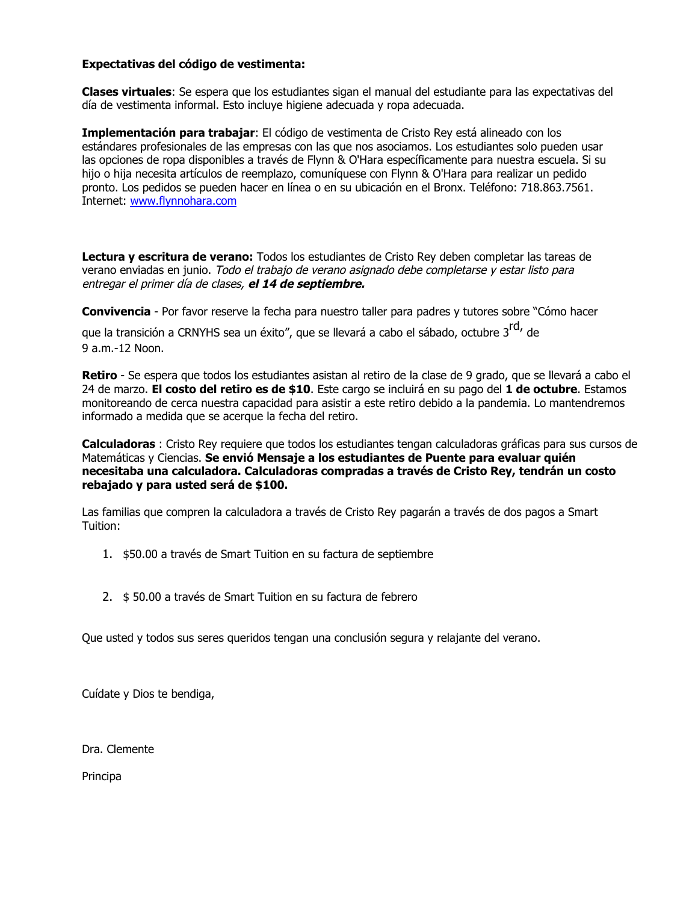**Expectativas del código de vestimenta:**

**Clases virtuales**: Se espera que los estudiantes sigan el manual del estudiante para las expectativas del día de vestimenta informal. Esto incluye higiene adecuada y ropa adecuada.

**Implementación para trabajar**: El código de vestimenta de Cristo Rey está alineado con los estándares profesionales de las empresas con las que nos asociamos. Los estudiantes solo pueden usar las opciones de ropa disponibles a través de Flynn & O'Hara específicamente para nuestra escuela. Si su hijo o hija necesita artículos de reemplazo, comuníquese con Flynn & O'Hara para realizar un pedido pronto. Los pedidos se pueden hacer en línea o en su ubicación en el Bronx. Teléfono: 718.863.7561. Internet: [www.flynnohara.com](http://www.flynnohara.com)

**Lectura y escritura de verano:** Todos los estudiantes de Cristo Rey deben completar las tareas de verano enviadas en junio. *Todo el trabajo de verano asignado debe completarse y estar listo para entregar el primer día de clases,* ***el 14 de septiembre.***

**Convivencia** - Por favor reserve la fecha para nuestro taller para padres y tutores sobre "Cómo hacer que la transición a CRNYHS sea un éxito", que se llevará a cabo el sábado, octubre 3rd, de 9 a.m.-12 Noon.

**Retiro** - Se espera que todos los estudiantes asistan al retiro de la clase de 9 grado, que se llevará a cabo el 24 de marzo. **El costo del retiro es de $10**. Este cargo se incluirá en su pago del **1 de octubre**. Estamos monitoreando de cerca nuestra capacidad para asistir a este retiro debido a la pandemia. Lo mantendremos informado a medida que se acerque la fecha del retiro.

**Calculadoras** : Cristo Rey requiere que todos los estudiantes tengan calculadoras gráficas para sus cursos de Matemáticas y Ciencias. **Se envió Mensaje a los estudiantes de Puente para evaluar quién necesitaba una calculadora. Calculadoras compradas a través de Cristo Rey, tendrán un costo rebajado y para usted será de $100.**

Las familias que compren la calculadora a través de Cristo Rey pagarán a través de dos pagos a Smart Tuition:

1. $50.00 a través de Smart Tuition en su factura de septiembre

2. $ 50.00 a través de Smart Tuition en su factura de febrero

Que usted y todos sus seres queridos tengan una conclusión segura y relajante del verano.

Cuídate y Dios te bendiga,

Dra. Clemente

Principa